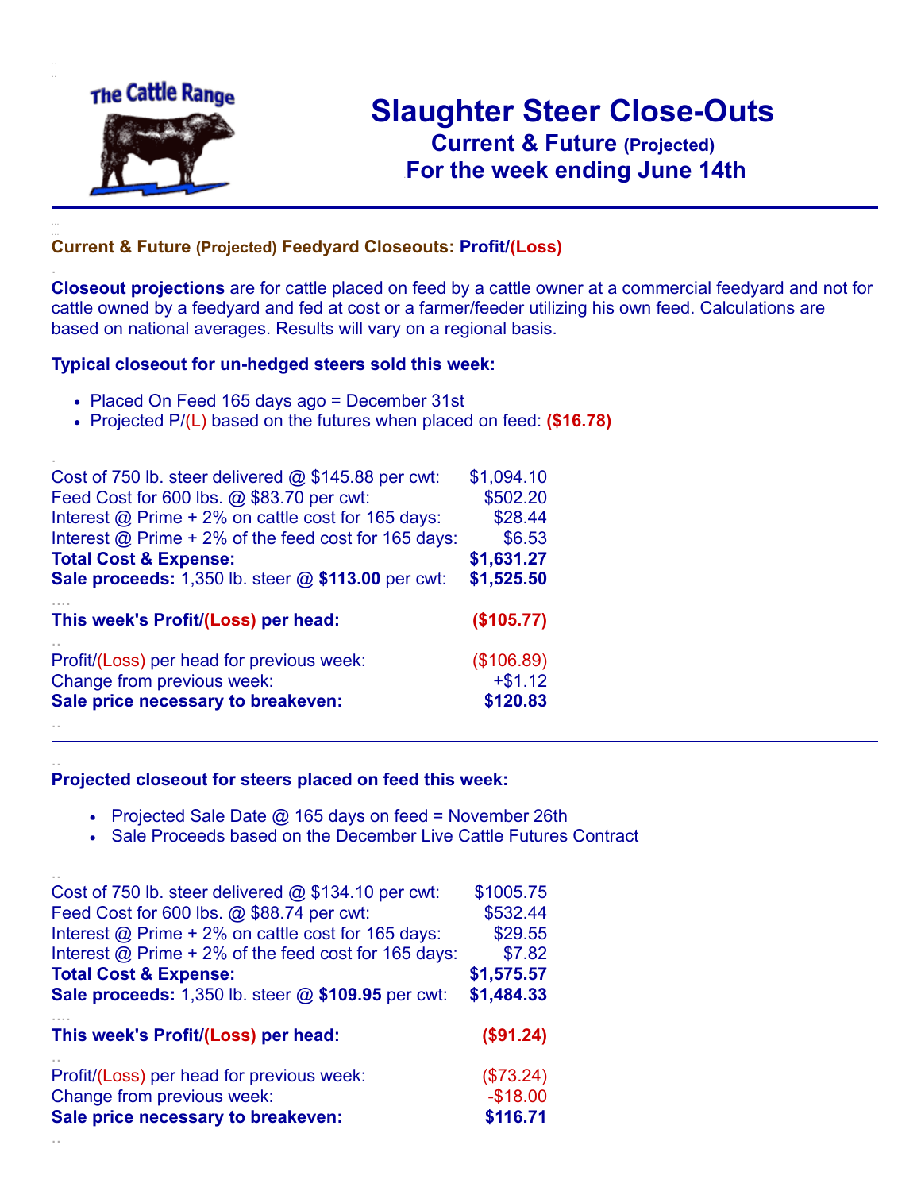The Cattle Range

# Slaughter Steer Close-Outs

## Current & Future (Projected)
## For the week ending June 14th

---

### Current & Future (Projected) Feedyard Closeouts: Profit/(Loss)

**Closeout projections** are for cattle placed on feed by a cattle owner at a commercial feedyard and not for cattle owned by a feedyard and fed at cost or a farmer/feeder utilizing his own feed. Calculations are based on national averages. Results will vary on a regional basis.

**Typical closeout for un-hedged steers sold this week:**

- Placed On Feed 165 days ago = December 31st
- Projected P/(L) based on the futures when placed on feed: **($16.78)**

| | |
|---|---|
| Cost of 750 lb. steer delivered @ $145.88 per cwt: | $1,094.10 |
| Feed Cost for 600 lbs. @ $83.70 per cwt: | $502.20 |
| Interest @ Prime + 2% on cattle cost for 165 days: | $28.44 |
| Interest @ Prime + 2% of the feed cost for 165 days: | $6.53 |
| **Total Cost & Expense:** | **$1,631.27** |
| **Sale proceeds:** 1,350 lb. steer @ **$113.00** per cwt: | **$1,525.50** |
| **This week's Profit/(Loss) per head:** | **($105.77)** |
| Profit/(Loss) per head for previous week: | ($106.89) |
| Change from previous week: | +$1.12 |
| **Sale price necessary to breakeven:** | **$120.83** |

---

**Projected closeout for steers placed on feed this week:**

- Projected Sale Date @ 165 days on feed = November 26th
- Sale Proceeds based on the December Live Cattle Futures Contract

| | |
|---|---|
| Cost of 750 lb. steer delivered @ $134.10 per cwt: | $1005.75 |
| Feed Cost for 600 lbs. @ $88.74 per cwt: | $532.44 |
| Interest @ Prime + 2% on cattle cost for 165 days: | $29.55 |
| Interest @ Prime + 2% of the feed cost for 165 days: | $7.82 |
| **Total Cost & Expense:** | **$1,575.57** |
| **Sale proceeds:** 1,350 lb. steer @ **$109.95** per cwt: | **$1,484.33** |
| **This week's Profit/(Loss) per head:** | **($91.24)** |
| Profit/(Loss) per head for previous week: | ($73.24) |
| Change from previous week: | -$18.00 |
| **Sale price necessary to breakeven:** | **$116.71** |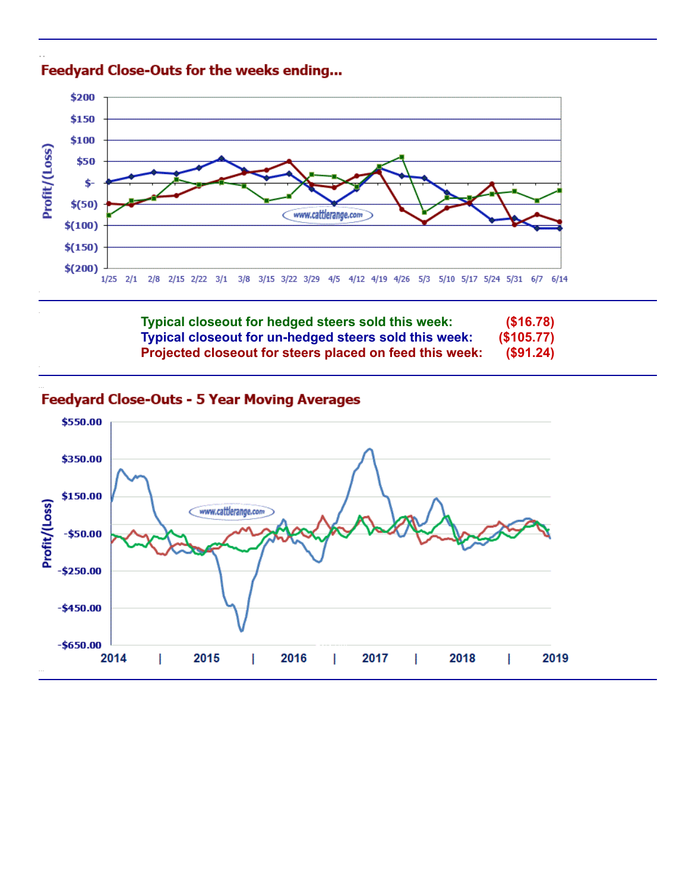## Feedyard Close-Outs for the weeks ending...

$200
$150
$100
$50
$-
$(50)
$(100)
$(150)
$(200)

Profit/(Loss)

1/25 2/1 2/8 2/15 2/22 3/1 3/8 3/15 3/22 3/29 4/5 4/12 4/19 4/26 5/3 5/10 5/17 5/24 5/31 6/7 6/14

www.cattlerange.com

**Typical closeout for hedged steers sold this week:** **($16.78)**
**Typical closeout for un-hedged steers sold this week:** **($105.77)**
**Projected closeout for steers placed on feed this week:** **($91.24)**

## Feedyard Close-Outs - 5 Year Moving Averages

$550.00
$350.00
$150.00
-$50.00
-$250.00
-$450.00
-$650.00

Profit/(Loss)

2014 | 2015 | 2016 | 2017 | 2018 | 2019

www.cattlerange.com